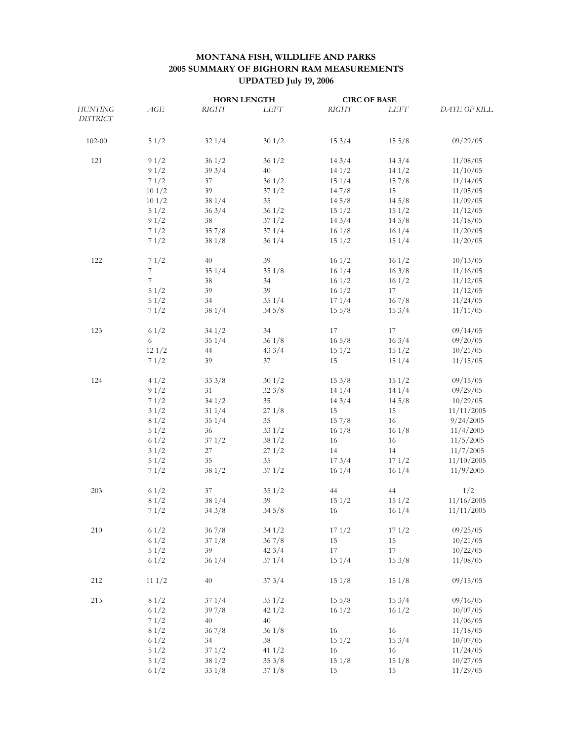# MONTANA FISH, WILDLIFE AND PARKS
## 2005 SUMMARY OF BIGHORN RAM MEASUREMENTS
### UPDATED July 19, 2006

| *HUNTING DISTRICT* | *AGE* | HORN LENGTH *RIGHT* | *LEFT* | CIRC OF BASE *RIGHT* | *LEFT* | *DATE OF KILL* |
|---|---|---|---|---|---|---|
| 102-00 | 5 1/2 | 32 1/4 | 30 1/2 | 15 3/4 | 15 5/8 | 09/29/05 |
| 121 | 9 1/2 | 36 1/2 | 36 1/2 | 14 3/4 | 14 3/4 | 11/08/05 |
| | 9 1/2 | 39 3/4 | 40 | 14 1/2 | 14 1/2 | 11/10/05 |
| | 7 1/2 | 37 | 36 1/2 | 15 1/4 | 15 7/8 | 11/14/05 |
| | 10 1/2 | 39 | 37 1/2 | 14 7/8 | 15 | 11/05/05 |
| | 10 1/2 | 38 1/4 | 35 | 14 5/8 | 14 5/8 | 11/09/05 |
| | 5 1/2 | 36 3/4 | 36 1/2 | 15 1/2 | 15 1/2 | 11/12/05 |
| | 9 1/2 | 38 | 37 1/2 | 14 3/4 | 14 5/8 | 11/18/05 |
| | 7 1/2 | 35 7/8 | 37 1/4 | 16 1/8 | 16 1/4 | 11/20/05 |
| | 7 1/2 | 38 1/8 | 36 1/4 | 15 1/2 | 15 1/4 | 11/20/05 |
| 122 | 7 1/2 | 40 | 39 | 16 1/2 | 16 1/2 | 10/13/05 |
| | 7 | 35 1/4 | 35 1/8 | 16 1/4 | 16 3/8 | 11/16/05 |
| | 7 | 38 | 34 | 16 1/2 | 16 1/2 | 11/12/05 |
| | 5 1/2 | 39 | 39 | 16 1/2 | 17 | 11/12/05 |
| | 5 1/2 | 34 | 35 1/4 | 17 1/4 | 16 7/8 | 11/24/05 |
| | 7 1/2 | 38 1/4 | 34 5/8 | 15 5/8 | 15 3/4 | 11/11/05 |
| 123 | 6 1/2 | 34 1/2 | 34 | 17 | 17 | 09/14/05 |
| | 6 | 35 1/4 | 36 1/8 | 16 5/8 | 16 3/4 | 09/20/05 |
| | 12 1/2 | 44 | 43 3/4 | 15 1/2 | 15 1/2 | 10/21/05 |
| | 7 1/2 | 39 | 37 | 15 | 15 1/4 | 11/15/05 |
| 124 | 4 1/2 | 33 3/8 | 30 1/2 | 15 3/8 | 15 1/2 | 09/15/05 |
| | 9 1/2 | 31 | 32 3/8 | 14 1/4 | 14 1/4 | 09/29/05 |
| | 7 1/2 | 34 1/2 | 35 | 14 3/4 | 14 5/8 | 10/29/05 |
| | 3 1/2 | 31 1/4 | 27 1/8 | 15 | 15 | 11/11/2005 |
| | 8 1/2 | 35 1/4 | 35 | 15 7/8 | 16 | 9/24/2005 |
| | 5 1/2 | 36 | 33 1/2 | 16 1/8 | 16 1/8 | 11/4/2005 |
| | 6 1/2 | 37 1/2 | 38 1/2 | 16 | 16 | 11/5/2005 |
| | 3 1/2 | 27 | 27 1/2 | 14 | 14 | 11/7/2005 |
| | 5 1/2 | 35 | 35 | 17 3/4 | 17 1/2 | 11/10/2005 |
| | 7 1/2 | 38 1/2 | 37 1/2 | 16 1/4 | 16 1/4 | 11/9/2005 |
| 203 | 6 1/2 | 37 | 35 1/2 | 44 | 44 | 1/2 |
| | 8 1/2 | 38 1/4 | 39 | 15 1/2 | 15 1/2 | 11/16/2005 |
| | 7 1/2 | 34 3/8 | 34 5/8 | 16 | 16 1/4 | 11/11/2005 |
| 210 | 6 1/2 | 36 7/8 | 34 1/2 | 17 1/2 | 17 1/2 | 09/25/05 |
| | 6 1/2 | 37 1/8 | 36 7/8 | 15 | 15 | 10/21/05 |
| | 5 1/2 | 39 | 42 3/4 | 17 | 17 | 10/22/05 |
| | 6 1/2 | 36 1/4 | 37 1/4 | 15 1/4 | 15 3/8 | 11/08/05 |
| 212 | 11 1/2 | 40 | 37 3/4 | 15 1/8 | 15 1/8 | 09/15/05 |
| 213 | 8 1/2 | 37 1/4 | 35 1/2 | 15 5/8 | 15 3/4 | 09/16/05 |
| | 6 1/2 | 39 7/8 | 42 1/2 | 16 1/2 | 16 1/2 | 10/07/05 |
| | 7 1/2 | 40 | 40 | | | 11/06/05 |
| | 8 1/2 | 36 7/8 | 36 1/8 | 16 | 16 | 11/18/05 |
| | 6 1/2 | 34 | 38 | 15 1/2 | 15 3/4 | 10/07/05 |
| | 5 1/2 | 37 1/2 | 41 1/2 | 16 | 16 | 11/24/05 |
| | 5 1/2 | 38 1/2 | 35 3/8 | 15 1/8 | 15 1/8 | 10/27/05 |
| | 6 1/2 | 33 1/8 | 37 1/8 | 15 | 15 | 11/29/05 |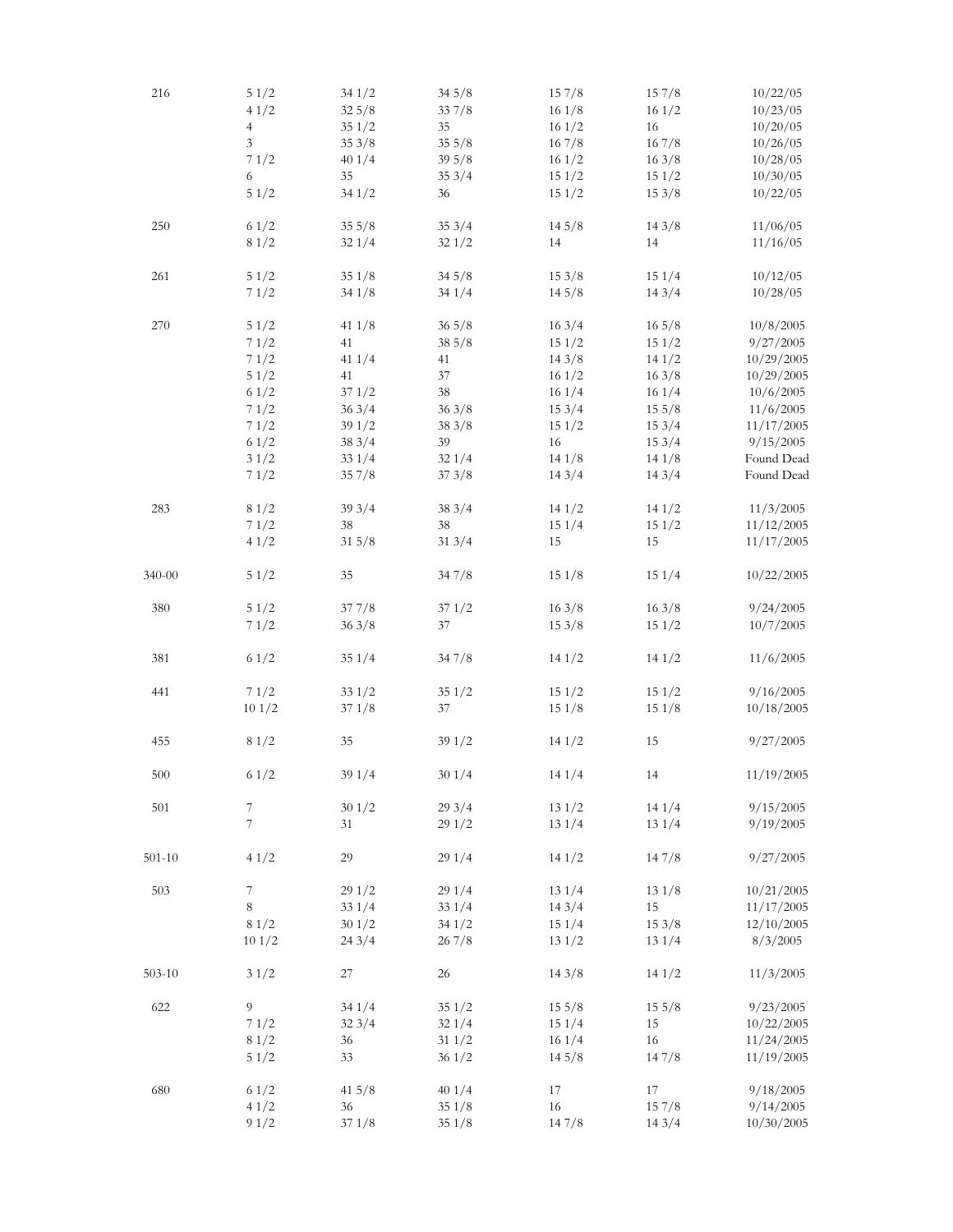| | | | | | | |
|---|---|---|---|---|---|---|
| 216 | 5 1/2 | 34 1/2 | 34 5/8 | 15 7/8 | 15 7/8 | 10/22/05 |
| | 4 1/2 | 32 5/8 | 33 7/8 | 16 1/8 | 16 1/2 | 10/23/05 |
| | 4 | 35 1/2 | 35 | 16 1/2 | 16 | 10/20/05 |
| | 3 | 35 3/8 | 35 5/8 | 16 7/8 | 16 7/8 | 10/26/05 |
| | 7 1/2 | 40 1/4 | 39 5/8 | 16 1/2 | 16 3/8 | 10/28/05 |
| | 6 | 35 | 35 3/4 | 15 1/2 | 15 1/2 | 10/30/05 |
| | 5 1/2 | 34 1/2 | 36 | 15 1/2 | 15 3/8 | 10/22/05 |
| 250 | 6 1/2 | 35 5/8 | 35 3/4 | 14 5/8 | 14 3/8 | 11/06/05 |
| | 8 1/2 | 32 1/4 | 32 1/2 | 14 | 14 | 11/16/05 |
| 261 | 5 1/2 | 35 1/8 | 34 5/8 | 15 3/8 | 15 1/4 | 10/12/05 |
| | 7 1/2 | 34 1/8 | 34 1/4 | 14 5/8 | 14 3/4 | 10/28/05 |
| 270 | 5 1/2 | 41 1/8 | 36 5/8 | 16 3/4 | 16 5/8 | 10/8/2005 |
| | 7 1/2 | 41 | 38 5/8 | 15 1/2 | 15 1/2 | 9/27/2005 |
| | 7 1/2 | 41 1/4 | 41 | 14 3/8 | 14 1/2 | 10/29/2005 |
| | 5 1/2 | 41 | 37 | 16 1/2 | 16 3/8 | 10/29/2005 |
| | 6 1/2 | 37 1/2 | 38 | 16 1/4 | 16 1/4 | 10/6/2005 |
| | 7 1/2 | 36 3/4 | 36 3/8 | 15 3/4 | 15 5/8 | 11/6/2005 |
| | 7 1/2 | 39 1/2 | 38 3/8 | 15 1/2 | 15 3/4 | 11/17/2005 |
| | 6 1/2 | 38 3/4 | 39 | 16 | 15 3/4 | 9/15/2005 |
| | 3 1/2 | 33 1/4 | 32 1/4 | 14 1/8 | 14 1/8 | Found Dead |
| | 7 1/2 | 35 7/8 | 37 3/8 | 14 3/4 | 14 3/4 | Found Dead |
| 283 | 8 1/2 | 39 3/4 | 38 3/4 | 14 1/2 | 14 1/2 | 11/3/2005 |
| | 7 1/2 | 38 | 38 | 15 1/4 | 15 1/2 | 11/12/2005 |
| | 4 1/2 | 31 5/8 | 31 3/4 | 15 | 15 | 11/17/2005 |
| 340-00 | 5 1/2 | 35 | 34 7/8 | 15 1/8 | 15 1/4 | 10/22/2005 |
| 380 | 5 1/2 | 37 7/8 | 37 1/2 | 16 3/8 | 16 3/8 | 9/24/2005 |
| | 7 1/2 | 36 3/8 | 37 | 15 3/8 | 15 1/2 | 10/7/2005 |
| 381 | 6 1/2 | 35 1/4 | 34 7/8 | 14 1/2 | 14 1/2 | 11/6/2005 |
| 441 | 7 1/2 | 33 1/2 | 35 1/2 | 15 1/2 | 15 1/2 | 9/16/2005 |
| | 10 1/2 | 37 1/8 | 37 | 15 1/8 | 15 1/8 | 10/18/2005 |
| 455 | 8 1/2 | 35 | 39 1/2 | 14 1/2 | 15 | 9/27/2005 |
| 500 | 6 1/2 | 39 1/4 | 30 1/4 | 14 1/4 | 14 | 11/19/2005 |
| 501 | 7 | 30 1/2 | 29 3/4 | 13 1/2 | 14 1/4 | 9/15/2005 |
| | 7 | 31 | 29 1/2 | 13 1/4 | 13 1/4 | 9/19/2005 |
| 501-10 | 4 1/2 | 29 | 29 1/4 | 14 1/2 | 14 7/8 | 9/27/2005 |
| 503 | 7 | 29 1/2 | 29 1/4 | 13 1/4 | 13 1/8 | 10/21/2005 |
| | 8 | 33 1/4 | 33 1/4 | 14 3/4 | 15 | 11/17/2005 |
| | 8 1/2 | 30 1/2 | 34 1/2 | 15 1/4 | 15 3/8 | 12/10/2005 |
| | 10 1/2 | 24 3/4 | 26 7/8 | 13 1/2 | 13 1/4 | 8/3/2005 |
| 503-10 | 3 1/2 | 27 | 26 | 14 3/8 | 14 1/2 | 11/3/2005 |
| 622 | 9 | 34 1/4 | 35 1/2 | 15 5/8 | 15 5/8 | 9/23/2005 |
| | 7 1/2 | 32 3/4 | 32 1/4 | 15 1/4 | 15 | 10/22/2005 |
| | 8 1/2 | 36 | 31 1/2 | 16 1/4 | 16 | 11/24/2005 |
| | 5 1/2 | 33 | 36 1/2 | 14 5/8 | 14 7/8 | 11/19/2005 |
| 680 | 6 1/2 | 41 5/8 | 40 1/4 | 17 | 17 | 9/18/2005 |
| | 4 1/2 | 36 | 35 1/8 | 16 | 15 7/8 | 9/14/2005 |
| | 9 1/2 | 37 1/8 | 35 1/8 | 14 7/8 | 14 3/4 | 10/30/2005 |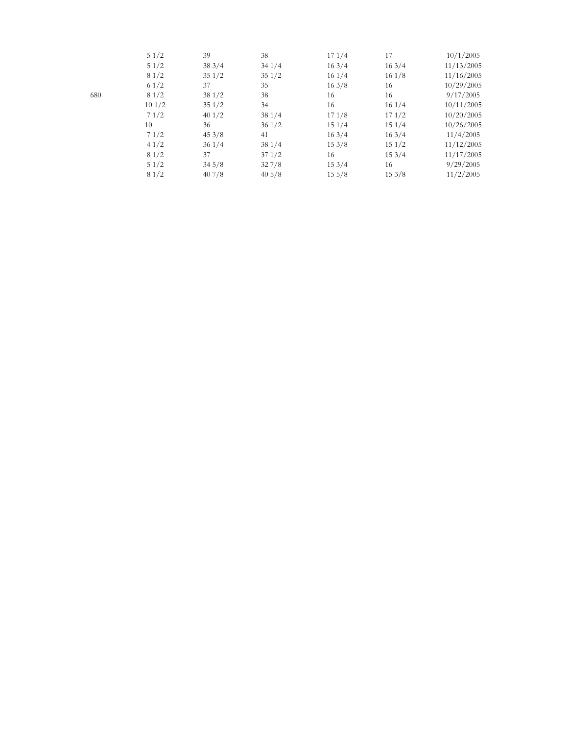| | | | | | | |
|---|---|---|---|---|---|---|
| | 5 1/2 | 39 | 38 | 17 1/4 | 17 | 10/1/2005 |
| | 5 1/2 | 38 3/4 | 34 1/4 | 16 3/4 | 16 3/4 | 11/13/2005 |
| | 8 1/2 | 35 1/2 | 35 1/2 | 16 1/4 | 16 1/8 | 11/16/2005 |
| | 6 1/2 | 37 | 35 | 16 3/8 | 16 | 10/29/2005 |
| 680 | 8 1/2 | 38 1/2 | 38 | 16 | 16 | 9/17/2005 |
| | 10 1/2 | 35 1/2 | 34 | 16 | 16 1/4 | 10/11/2005 |
| | 7 1/2 | 40 1/2 | 38 1/4 | 17 1/8 | 17 1/2 | 10/20/2005 |
| | 10 | 36 | 36 1/2 | 15 1/4 | 15 1/4 | 10/26/2005 |
| | 7 1/2 | 45 3/8 | 41 | 16 3/4 | 16 3/4 | 11/4/2005 |
| | 4 1/2 | 36 1/4 | 38 1/4 | 15 3/8 | 15 1/2 | 11/12/2005 |
| | 8 1/2 | 37 | 37 1/2 | 16 | 15 3/4 | 11/17/2005 |
| | 5 1/2 | 34 5/8 | 32 7/8 | 15 3/4 | 16 | 9/29/2005 |
| | 8 1/2 | 40 7/8 | 40 5/8 | 15 5/8 | 15 3/8 | 11/2/2005 |